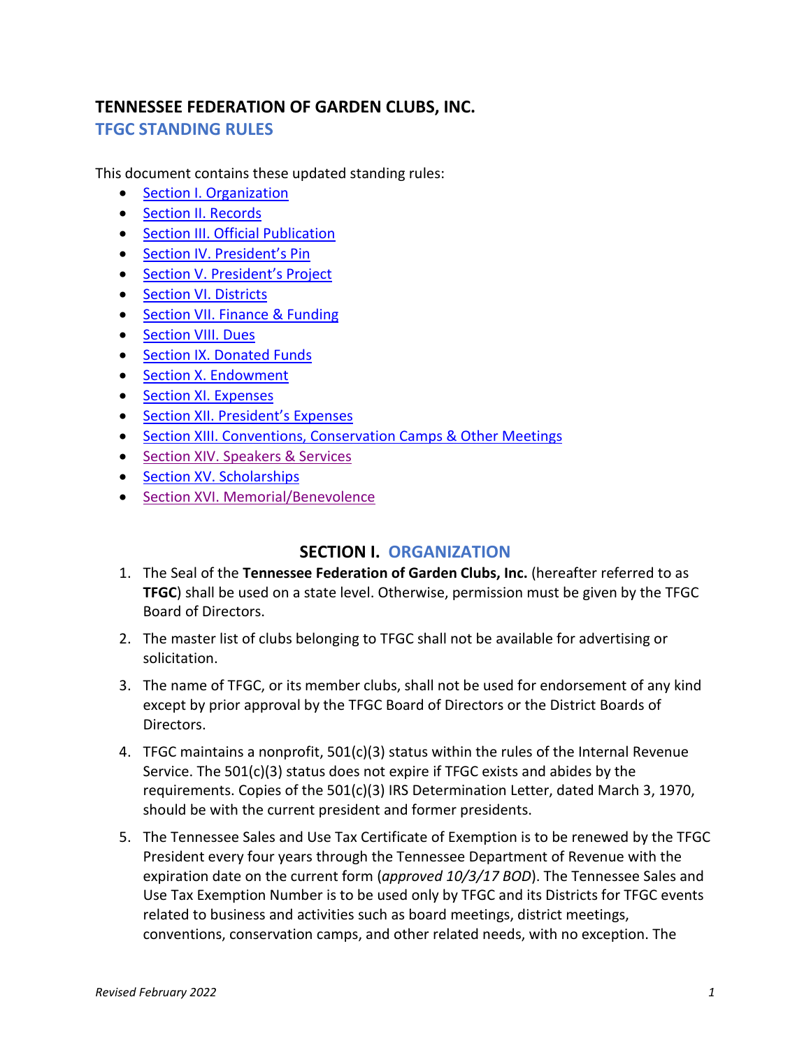# TENNESSEE FEDERATION OF GARDEN CLUBS, INC.

## TFGC STANDING RULES

This document contains these updated standing rules:

- Section I. Organization
- Section II. Records
- Section III. Official Publication
- Section IV. President's Pin
- Section V. President's Project
- Section VI. Districts
- Section VII. Finance & Funding
- Section VIII. Dues
- Section IX. Donated Funds
- Section X. Endowment
- Section XI. Expenses
- Section XII. President's Expenses
- Section XIII. Conventions, Conservation Camps & Other Meetings
- Section XIV. Speakers & Services
- Section XV. Scholarships
- Section XVI. Memorial/Benevolence

## SECTION I. ORGANIZATION

1. The Seal of the **Tennessee Federation of Garden Clubs, Inc.** (hereafter referred to as **TFGC**) shall be used on a state level. Otherwise, permission must be given by the TFGC Board of Directors.

2. The master list of clubs belonging to TFGC shall not be available for advertising or solicitation.

3. The name of TFGC, or its member clubs, shall not be used for endorsement of any kind except by prior approval by the TFGC Board of Directors or the District Boards of Directors.

4. TFGC maintains a nonprofit, 501(c)(3) status within the rules of the Internal Revenue Service. The 501(c)(3) status does not expire if TFGC exists and abides by the requirements. Copies of the 501(c)(3) IRS Determination Letter, dated March 3, 1970, should be with the current president and former presidents.

5. The Tennessee Sales and Use Tax Certificate of Exemption is to be renewed by the TFGC President every four years through the Tennessee Department of Revenue with the expiration date on the current form (*approved 10/3/17 BOD*). The Tennessee Sales and Use Tax Exemption Number is to be used only by TFGC and its Districts for TFGC events related to business and activities such as board meetings, district meetings, conventions, conservation camps, and other related needs, with no exception. The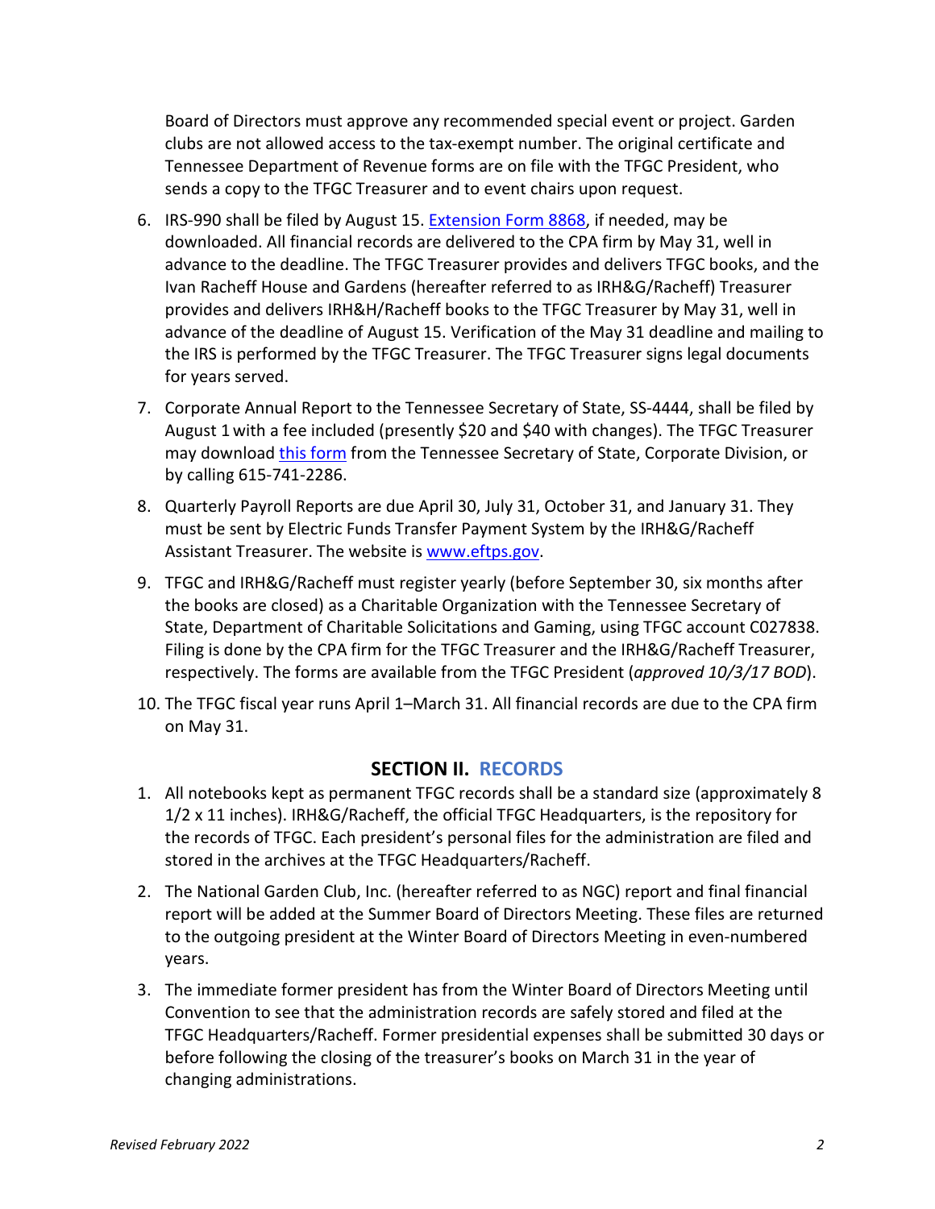Board of Directors must approve any recommended special event or project. Garden clubs are not allowed access to the tax-exempt number. The original certificate and Tennessee Department of Revenue forms are on file with the TFGC President, who sends a copy to the TFGC Treasurer and to event chairs upon request.

6. IRS-990 shall be filed by August 15. [Extension Form 8868](), if needed, may be downloaded. All financial records are delivered to the CPA firm by May 31, well in advance to the deadline. The TFGC Treasurer provides and delivers TFGC books, and the Ivan Racheff House and Gardens (hereafter referred to as IRH&G/Racheff) Treasurer provides and delivers IRH&H/Racheff books to the TFGC Treasurer by May 31, well in advance of the deadline of August 15. Verification of the May 31 deadline and mailing to the IRS is performed by the TFGC Treasurer. The TFGC Treasurer signs legal documents for years served.
7. Corporate Annual Report to the Tennessee Secretary of State, SS-4444, shall be filed by August 1 with a fee included (presently $20 and $40 with changes). The TFGC Treasurer may download [this form]() from the Tennessee Secretary of State, Corporate Division, or by calling 615-741-2286.
8. Quarterly Payroll Reports are due April 30, July 31, October 31, and January 31. They must be sent by Electric Funds Transfer Payment System by the IRH&G/Racheff Assistant Treasurer. The website is [www.eftps.gov](www.eftps.gov).
9. TFGC and IRH&G/Racheff must register yearly (before September 30, six months after the books are closed) as a Charitable Organization with the Tennessee Secretary of State, Department of Charitable Solicitations and Gaming, using TFGC account C027838. Filing is done by the CPA firm for the TFGC Treasurer and the IRH&G/Racheff Treasurer, respectively. The forms are available from the TFGC President (*approved 10/3/17 BOD*).
10. The TFGC fiscal year runs April 1–March 31. All financial records are due to the CPA firm on May 31.

## SECTION II. RECORDS

1. All notebooks kept as permanent TFGC records shall be a standard size (approximately 8 1/2 x 11 inches). IRH&G/Racheff, the official TFGC Headquarters, is the repository for the records of TFGC. Each president's personal files for the administration are filed and stored in the archives at the TFGC Headquarters/Racheff.
2. The National Garden Club, Inc. (hereafter referred to as NGC) report and final financial report will be added at the Summer Board of Directors Meeting. These files are returned to the outgoing president at the Winter Board of Directors Meeting in even-numbered years.
3. The immediate former president has from the Winter Board of Directors Meeting until Convention to see that the administration records are safely stored and filed at the TFGC Headquarters/Racheff. Former presidential expenses shall be submitted 30 days or before following the closing of the treasurer's books on March 31 in the year of changing administrations.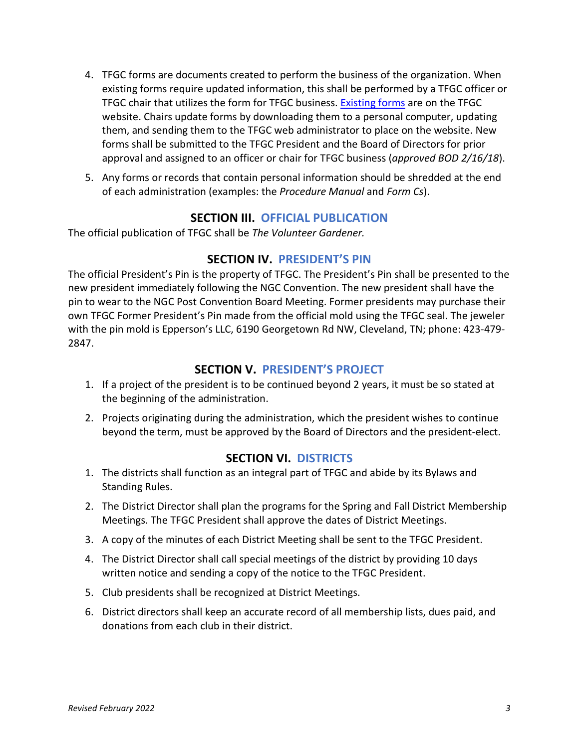4. TFGC forms are documents created to perform the business of the organization. When existing forms require updated information, this shall be performed by a TFGC officer or TFGC chair that utilizes the form for TFGC business. [Existing forms] are on the TFGC website. Chairs update forms by downloading them to a personal computer, updating them, and sending them to the TFGC web administrator to place on the website. New forms shall be submitted to the TFGC President and the Board of Directors for prior approval and assigned to an officer or chair for TFGC business (*approved BOD 2/16/18*).

5. Any forms or records that contain personal information should be shredded at the end of each administration (examples: the *Procedure Manual* and *Form Cs*).

## SECTION III. OFFICIAL PUBLICATION

The official publication of TFGC shall be *The Volunteer Gardener.*

## SECTION IV. PRESIDENT'S PIN

The official President's Pin is the property of TFGC. The President's Pin shall be presented to the new president immediately following the NGC Convention. The new president shall have the pin to wear to the NGC Post Convention Board Meeting. Former presidents may purchase their own TFGC Former President's Pin made from the official mold using the TFGC seal. The jeweler with the pin mold is Epperson's LLC, 6190 Georgetown Rd NW, Cleveland, TN; phone: 423-479-2847.

## SECTION V. PRESIDENT'S PROJECT

1. If a project of the president is to be continued beyond 2 years, it must be so stated at the beginning of the administration.

2. Projects originating during the administration, which the president wishes to continue beyond the term, must be approved by the Board of Directors and the president-elect.

## SECTION VI. DISTRICTS

1. The districts shall function as an integral part of TFGC and abide by its Bylaws and Standing Rules.

2. The District Director shall plan the programs for the Spring and Fall District Membership Meetings. The TFGC President shall approve the dates of District Meetings.

3. A copy of the minutes of each District Meeting shall be sent to the TFGC President.

4. The District Director shall call special meetings of the district by providing 10 days written notice and sending a copy of the notice to the TFGC President.

5. Club presidents shall be recognized at District Meetings.

6. District directors shall keep an accurate record of all membership lists, dues paid, and donations from each club in their district.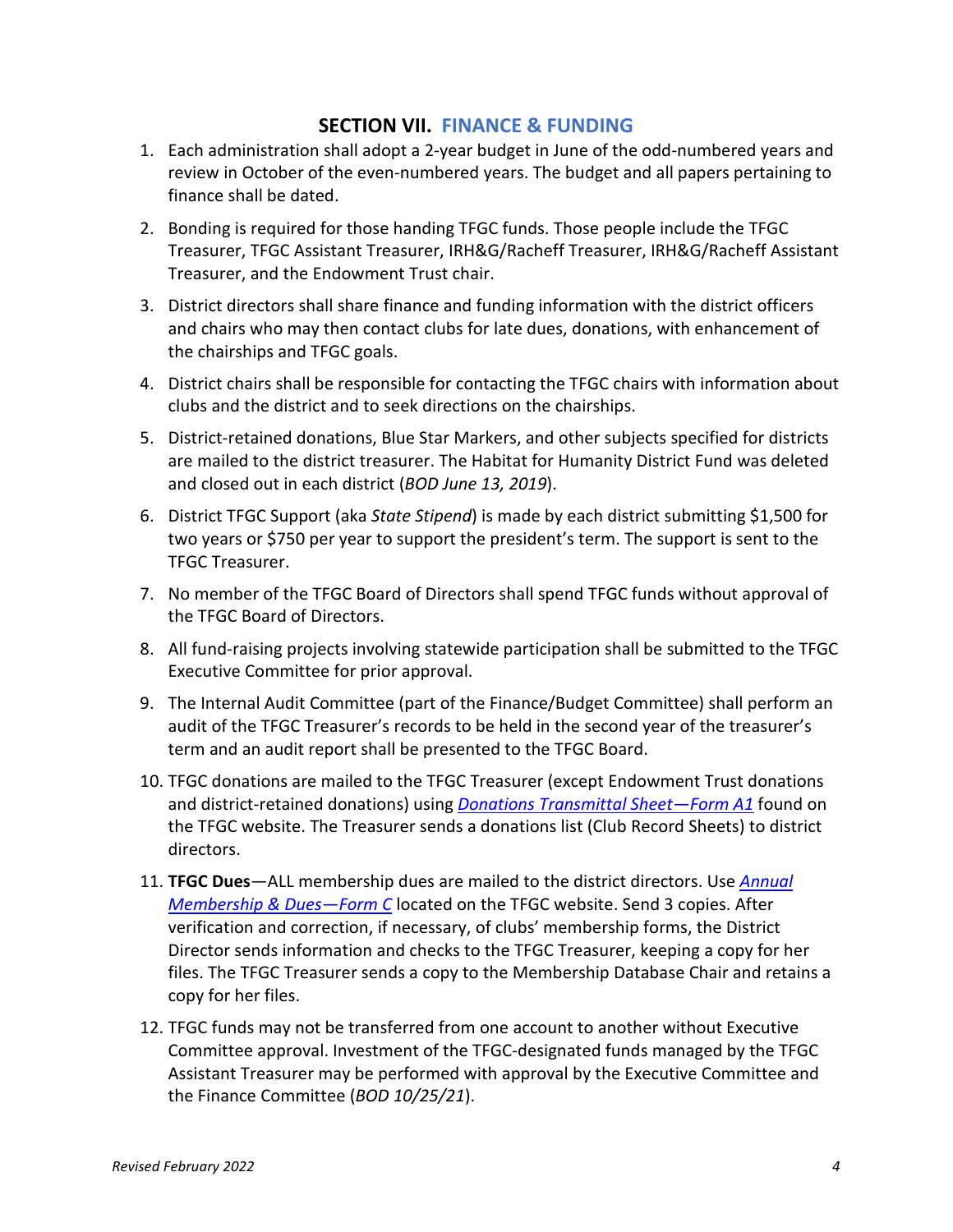## SECTION VII. FINANCE & FUNDING

1. Each administration shall adopt a 2-year budget in June of the odd-numbered years and review in October of the even-numbered years. The budget and all papers pertaining to finance shall be dated.
2. Bonding is required for those handing TFGC funds. Those people include the TFGC Treasurer, TFGC Assistant Treasurer, IRH&G/Racheff Treasurer, IRH&G/Racheff Assistant Treasurer, and the Endowment Trust chair.
3. District directors shall share finance and funding information with the district officers and chairs who may then contact clubs for late dues, donations, with enhancement of the chairships and TFGC goals.
4. District chairs shall be responsible for contacting the TFGC chairs with information about clubs and the district and to seek directions on the chairships.
5. District-retained donations, Blue Star Markers, and other subjects specified for districts are mailed to the district treasurer. The Habitat for Humanity District Fund was deleted and closed out in each district (*BOD June 13, 2019*).
6. District TFGC Support (aka *State Stipend*) is made by each district submitting $1,500 for two years or $750 per year to support the president's term. The support is sent to the TFGC Treasurer.
7. No member of the TFGC Board of Directors shall spend TFGC funds without approval of the TFGC Board of Directors.
8. All fund-raising projects involving statewide participation shall be submitted to the TFGC Executive Committee for prior approval.
9. The Internal Audit Committee (part of the Finance/Budget Committee) shall perform an audit of the TFGC Treasurer's records to be held in the second year of the treasurer's term and an audit report shall be presented to the TFGC Board.
10. TFGC donations are mailed to the TFGC Treasurer (except Endowment Trust donations and district-retained donations) using *Donations Transmittal Sheet—Form A1* found on the TFGC website. The Treasurer sends a donations list (Club Record Sheets) to district directors.
11. **TFGC Dues**—ALL membership dues are mailed to the district directors. Use *Annual Membership & Dues—Form C* located on the TFGC website. Send 3 copies. After verification and correction, if necessary, of clubs' membership forms, the District Director sends information and checks to the TFGC Treasurer, keeping a copy for her files. The TFGC Treasurer sends a copy to the Membership Database Chair and retains a copy for her files.
12. TFGC funds may not be transferred from one account to another without Executive Committee approval. Investment of the TFGC-designated funds managed by the TFGC Assistant Treasurer may be performed with approval by the Executive Committee and the Finance Committee (*BOD 10/25/21*).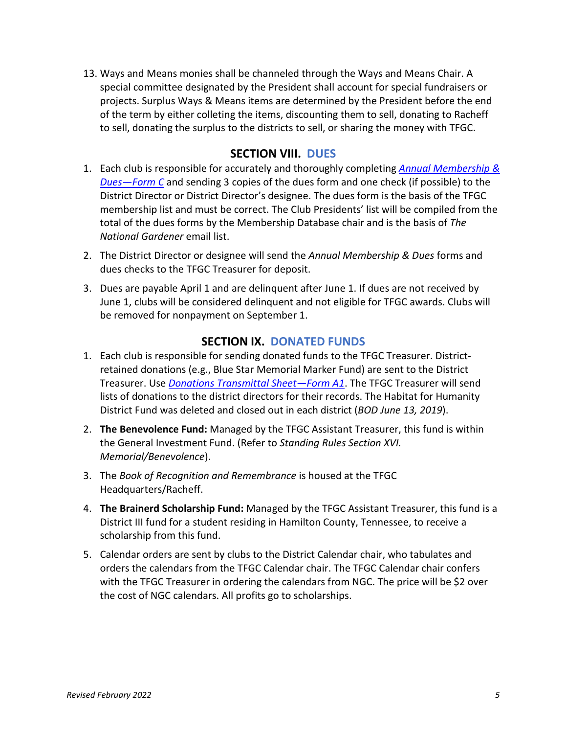13. Ways and Means monies shall be channeled through the Ways and Means Chair. A special committee designated by the President shall account for special fundraisers or projects. Surplus Ways & Means items are determined by the President before the end of the term by either colleting the items, discounting them to sell, donating to Racheff to sell, donating the surplus to the districts to sell, or sharing the money with TFGC.

## SECTION VIII. DUES

1. Each club is responsible for accurately and thoroughly completing *Annual Membership & Dues—Form C* and sending 3 copies of the dues form and one check (if possible) to the District Director or District Director's designee. The dues form is the basis of the TFGC membership list and must be correct. The Club Presidents' list will be compiled from the total of the dues forms by the Membership Database chair and is the basis of *The National Gardener* email list.

2. The District Director or designee will send the *Annual Membership & Dues* forms and dues checks to the TFGC Treasurer for deposit.

3. Dues are payable April 1 and are delinquent after June 1. If dues are not received by June 1, clubs will be considered delinquent and not eligible for TFGC awards. Clubs will be removed for nonpayment on September 1.

## SECTION IX. DONATED FUNDS

1. Each club is responsible for sending donated funds to the TFGC Treasurer. District-retained donations (e.g., Blue Star Memorial Marker Fund) are sent to the District Treasurer. Use *Donations Transmittal Sheet—Form A1*. The TFGC Treasurer will send lists of donations to the district directors for their records. The Habitat for Humanity District Fund was deleted and closed out in each district (*BOD June 13, 2019*).

2. **The Benevolence Fund:** Managed by the TFGC Assistant Treasurer, this fund is within the General Investment Fund. (Refer to *Standing Rules Section XVI. Memorial/Benevolence*).

3. The *Book of Recognition and Remembrance* is housed at the TFGC Headquarters/Racheff.

4. **The Brainerd Scholarship Fund:** Managed by the TFGC Assistant Treasurer, this fund is a District III fund for a student residing in Hamilton County, Tennessee, to receive a scholarship from this fund.

5. Calendar orders are sent by clubs to the District Calendar chair, who tabulates and orders the calendars from the TFGC Calendar chair. The TFGC Calendar chair confers with the TFGC Treasurer in ordering the calendars from NGC. The price will be $2 over the cost of NGC calendars. All profits go to scholarships.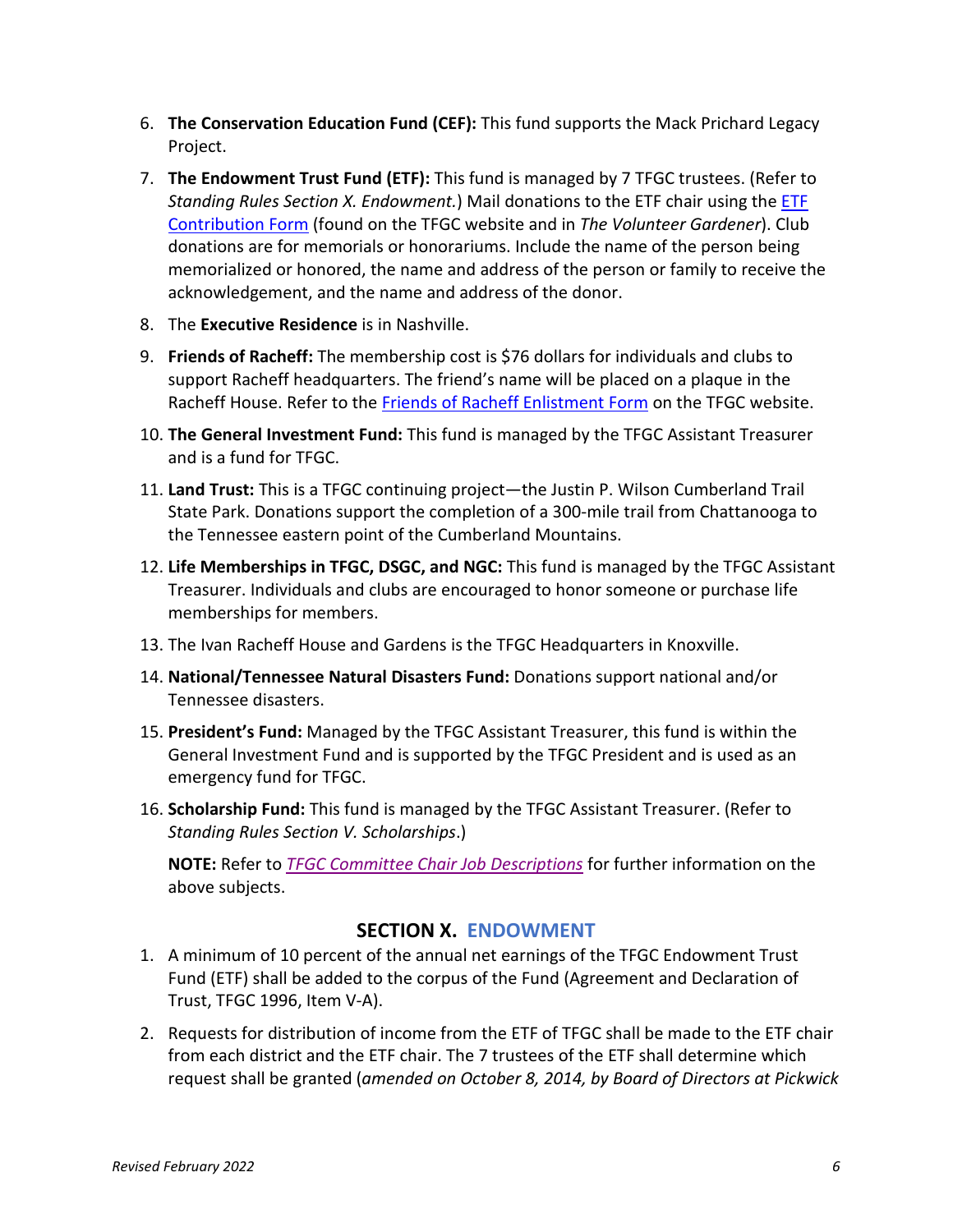6. **The Conservation Education Fund (CEF):** This fund supports the Mack Prichard Legacy Project.

7. **The Endowment Trust Fund (ETF):** This fund is managed by 7 TFGC trustees. (Refer to *Standing Rules Section X. Endowment.*) Mail donations to the ETF chair using the ETF Contribution Form (found on the TFGC website and in *The Volunteer Gardener*). Club donations are for memorials or honorariums. Include the name of the person being memorialized or honored, the name and address of the person or family to receive the acknowledgement, and the name and address of the donor.

8. The **Executive Residence** is in Nashville.

9. **Friends of Racheff:** The membership cost is $76 dollars for individuals and clubs to support Racheff headquarters. The friend's name will be placed on a plaque in the Racheff House. Refer to the Friends of Racheff Enlistment Form on the TFGC website.

10. **The General Investment Fund:** This fund is managed by the TFGC Assistant Treasurer and is a fund for TFGC.

11. **Land Trust:** This is a TFGC continuing project—the Justin P. Wilson Cumberland Trail State Park. Donations support the completion of a 300-mile trail from Chattanooga to the Tennessee eastern point of the Cumberland Mountains.

12. **Life Memberships in TFGC, DSGC, and NGC:** This fund is managed by the TFGC Assistant Treasurer. Individuals and clubs are encouraged to honor someone or purchase life memberships for members.

13. The Ivan Racheff House and Gardens is the TFGC Headquarters in Knoxville.

14. **National/Tennessee Natural Disasters Fund:** Donations support national and/or Tennessee disasters.

15. **President's Fund:** Managed by the TFGC Assistant Treasurer, this fund is within the General Investment Fund and is supported by the TFGC President and is used as an emergency fund for TFGC.

16. **Scholarship Fund:** This fund is managed by the TFGC Assistant Treasurer. (Refer to *Standing Rules Section V. Scholarships*.)

    **NOTE:** Refer to *TFGC Committee Chair Job Descriptions* for further information on the above subjects.

## SECTION X. ENDOWMENT

1. A minimum of 10 percent of the annual net earnings of the TFGC Endowment Trust Fund (ETF) shall be added to the corpus of the Fund (Agreement and Declaration of Trust, TFGC 1996, Item V-A).

2. Requests for distribution of income from the ETF of TFGC shall be made to the ETF chair from each district and the ETF chair. The 7 trustees of the ETF shall determine which request shall be granted (*amended on October 8, 2014, by Board of Directors at Pickwick*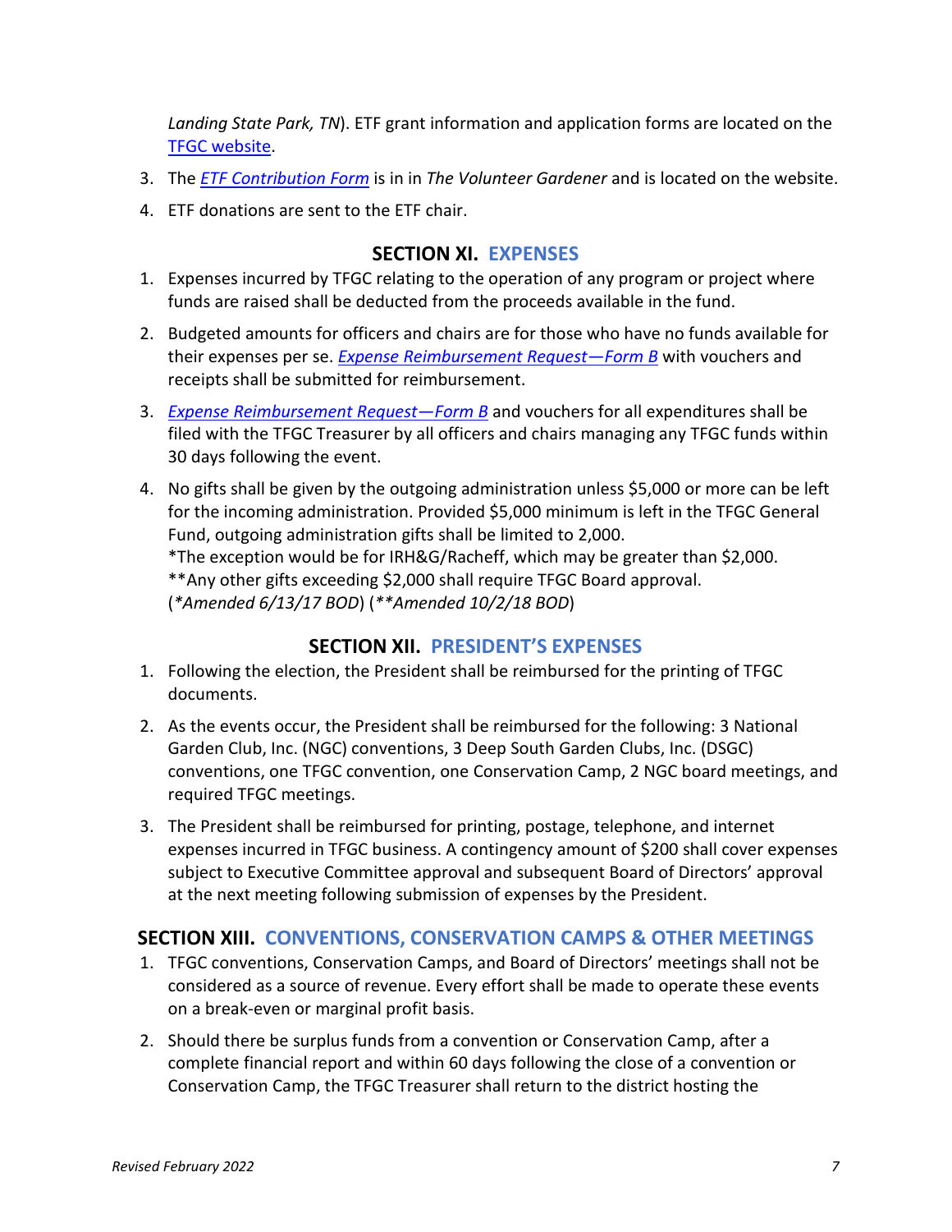*Landing State Park, TN*). ETF grant information and application forms are located on the [TFGC website](#).

3. The [*ETF Contribution Form*](#) is in in *The Volunteer Gardener* and is located on the website.
4. ETF donations are sent to the ETF chair.

## SECTION XI. EXPENSES

1. Expenses incurred by TFGC relating to the operation of any program or project where funds are raised shall be deducted from the proceeds available in the fund.
2. Budgeted amounts for officers and chairs are for those who have no funds available for their expenses per se. [*Expense Reimbursement Request—Form B*](#) with vouchers and receipts shall be submitted for reimbursement.
3. [*Expense Reimbursement Request—Form B*](#) and vouchers for all expenditures shall be filed with the TFGC Treasurer by all officers and chairs managing any TFGC funds within 30 days following the event.
4. No gifts shall be given by the outgoing administration unless $5,000 or more can be left for the incoming administration. Provided $5,000 minimum is left in the TFGC General Fund, outgoing administration gifts shall be limited to 2,000.
   *The exception would be for IRH&G/Racheff, which may be greater than $2,000.
   **Any other gifts exceeding $2,000 shall require TFGC Board approval.
   (*\*Amended 6/13/17 BOD*) (*\*\*Amended 10/2/18 BOD*)

## SECTION XII. PRESIDENT'S EXPENSES

1. Following the election, the President shall be reimbursed for the printing of TFGC documents.
2. As the events occur, the President shall be reimbursed for the following: 3 National Garden Club, Inc. (NGC) conventions, 3 Deep South Garden Clubs, Inc. (DSGC) conventions, one TFGC convention, one Conservation Camp, 2 NGC board meetings, and required TFGC meetings.
3. The President shall be reimbursed for printing, postage, telephone, and internet expenses incurred in TFGC business. A contingency amount of $200 shall cover expenses subject to Executive Committee approval and subsequent Board of Directors' approval at the next meeting following submission of expenses by the President.

## SECTION XIII. CONVENTIONS, CONSERVATION CAMPS & OTHER MEETINGS

1. TFGC conventions, Conservation Camps, and Board of Directors' meetings shall not be considered as a source of revenue. Every effort shall be made to operate these events on a break-even or marginal profit basis.
2. Should there be surplus funds from a convention or Conservation Camp, after a complete financial report and within 60 days following the close of a convention or Conservation Camp, the TFGC Treasurer shall return to the district hosting the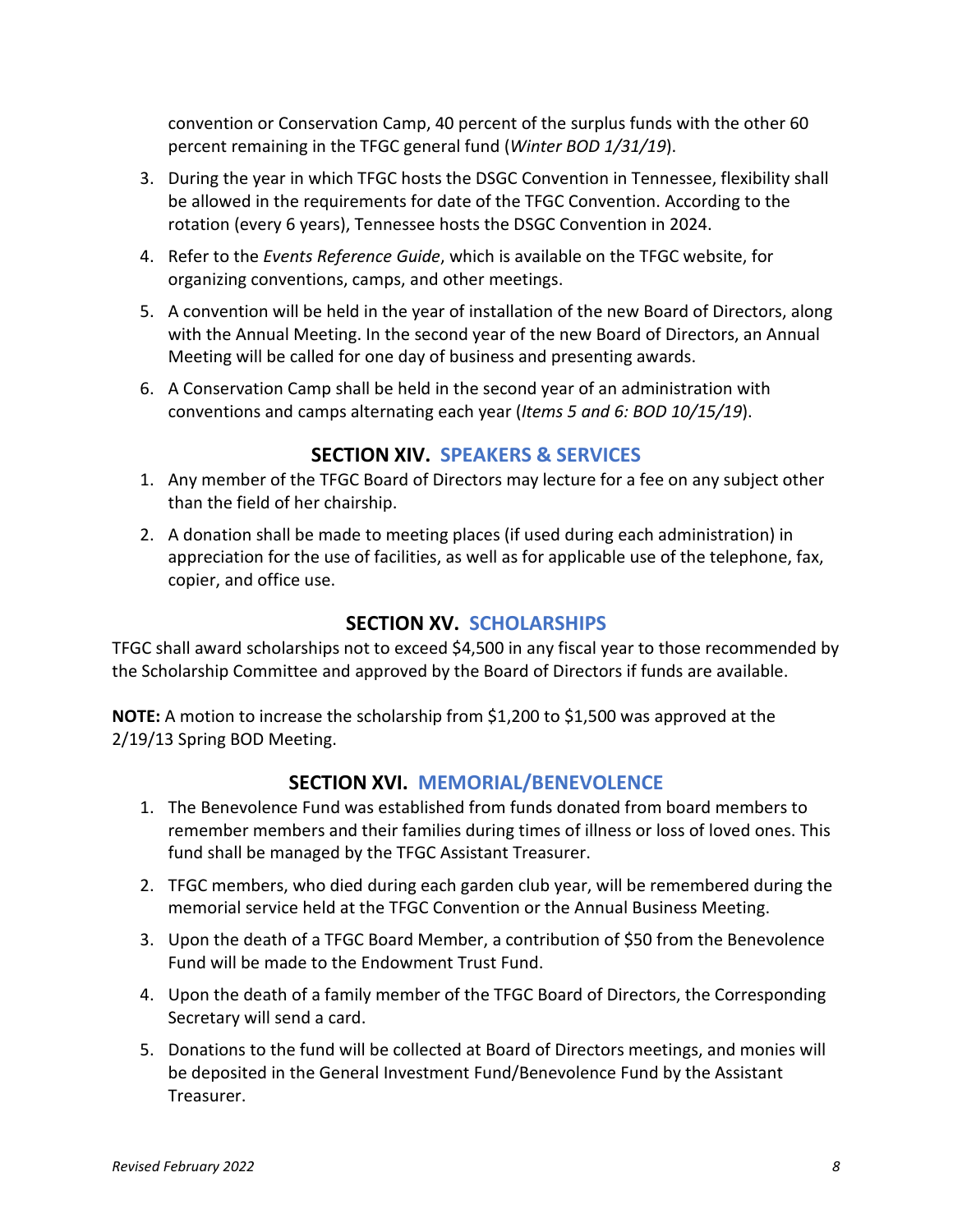convention or Conservation Camp, 40 percent of the surplus funds with the other 60 percent remaining in the TFGC general fund (*Winter BOD 1/31/19*).

3. During the year in which TFGC hosts the DSGC Convention in Tennessee, flexibility shall be allowed in the requirements for date of the TFGC Convention. According to the rotation (every 6 years), Tennessee hosts the DSGC Convention in 2024.
4. Refer to the *Events Reference Guide*, which is available on the TFGC website, for organizing conventions, camps, and other meetings.
5. A convention will be held in the year of installation of the new Board of Directors, along with the Annual Meeting. In the second year of the new Board of Directors, an Annual Meeting will be called for one day of business and presenting awards.
6. A Conservation Camp shall be held in the second year of an administration with conventions and camps alternating each year (*Items 5 and 6: BOD 10/15/19*).

## SECTION XIV. SPEAKERS & SERVICES

1. Any member of the TFGC Board of Directors may lecture for a fee on any subject other than the field of her chairship.
2. A donation shall be made to meeting places (if used during each administration) in appreciation for the use of facilities, as well as for applicable use of the telephone, fax, copier, and office use.

## SECTION XV. SCHOLARSHIPS

TFGC shall award scholarships not to exceed $4,500 in any fiscal year to those recommended by the Scholarship Committee and approved by the Board of Directors if funds are available.

**NOTE:** A motion to increase the scholarship from $1,200 to $1,500 was approved at the 2/19/13 Spring BOD Meeting.

## SECTION XVI. MEMORIAL/BENEVOLENCE

1. The Benevolence Fund was established from funds donated from board members to remember members and their families during times of illness or loss of loved ones. This fund shall be managed by the TFGC Assistant Treasurer.
2. TFGC members, who died during each garden club year, will be remembered during the memorial service held at the TFGC Convention or the Annual Business Meeting.
3. Upon the death of a TFGC Board Member, a contribution of $50 from the Benevolence Fund will be made to the Endowment Trust Fund.
4. Upon the death of a family member of the TFGC Board of Directors, the Corresponding Secretary will send a card.
5. Donations to the fund will be collected at Board of Directors meetings, and monies will be deposited in the General Investment Fund/Benevolence Fund by the Assistant Treasurer.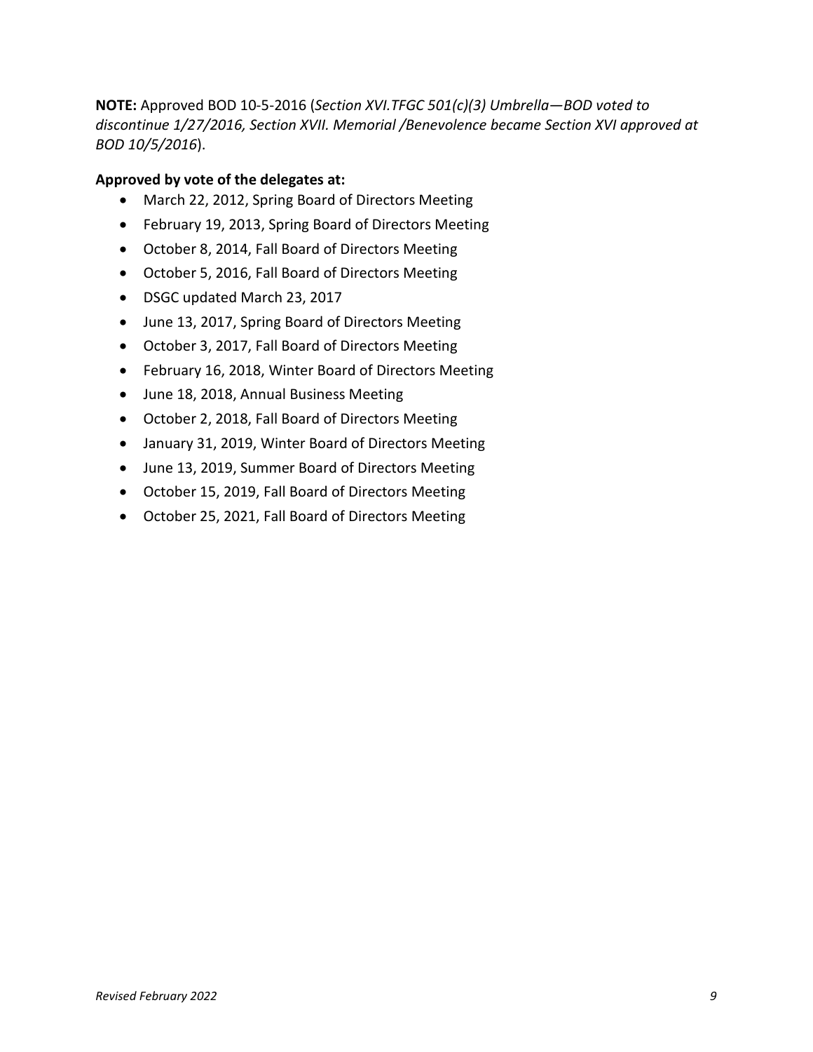**NOTE:** Approved BOD 10-5-2016 (*Section XVI.TFGC 501(c)(3) Umbrella—BOD voted to discontinue 1/27/2016, Section XVII. Memorial /Benevolence became Section XVI approved at BOD 10/5/2016*).

**Approved by vote of the delegates at:**

- March 22, 2012, Spring Board of Directors Meeting
- February 19, 2013, Spring Board of Directors Meeting
- October 8, 2014, Fall Board of Directors Meeting
- October 5, 2016, Fall Board of Directors Meeting
- DSGC updated March 23, 2017
- June 13, 2017, Spring Board of Directors Meeting
- October 3, 2017, Fall Board of Directors Meeting
- February 16, 2018, Winter Board of Directors Meeting
- June 18, 2018, Annual Business Meeting
- October 2, 2018, Fall Board of Directors Meeting
- January 31, 2019, Winter Board of Directors Meeting
- June 13, 2019, Summer Board of Directors Meeting
- October 15, 2019, Fall Board of Directors Meeting
- October 25, 2021, Fall Board of Directors Meeting